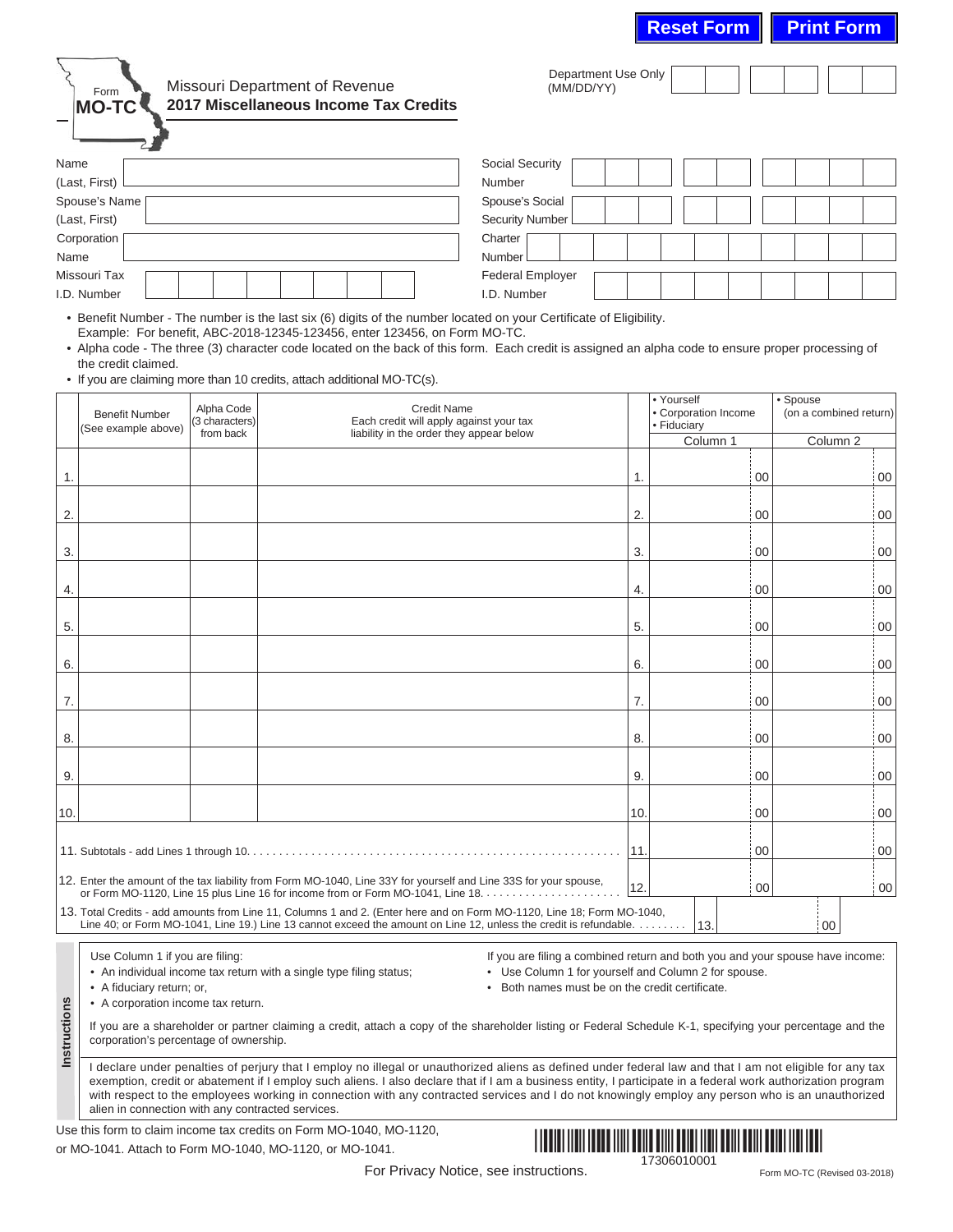Reset Form | Print Form

Form **MO-TC**

Missouri Department of Revenue
**2017 Miscellaneous Income Tax Credits**

Department Use Only (MM/DD/YY)

| | | | |
|---|---|---|---|
| Name (Last, First) | | Social Security Number | |
| Spouse's Name (Last, First) | | Spouse's Social Security Number | |
| Corporation Name | | Charter Number | |
| Missouri Tax I.D. Number | | Federal Employer I.D. Number | |

- Benefit Number - The number is the last six (6) digits of the number located on your Certificate of Eligibility. Example: For benefit, ABC-2018-12345-123456, enter 123456, on Form MO-TC.
- Alpha code - The three (3) character code located on the back of this form. Each credit is assigned an alpha code to ensure proper processing of the credit claimed.
- If you are claiming more than 10 credits, attach additional MO-TC(s).

| | Benefit Number (See example above) | Alpha Code (3 characters) from back | Credit Name Each credit will apply against your tax liability in the order they appear below | | • Yourself • Corporation Income • Fiduciary Column 1 | • Spouse (on a combined return) Column 2 |
|---|---|---|---|---|---|---|
| 1. | | | | 1. | 00 | 00 |
| 2. | | | | 2. | 00 | 00 |
| 3. | | | | 3. | 00 | 00 |
| 4. | | | | 4. | 00 | 00 |
| 5. | | | | 5. | 00 | 00 |
| 6. | | | | 6. | 00 | 00 |
| 7. | | | | 7. | 00 | 00 |
| 8. | | | | 8. | 00 | 00 |
| 9. | | | | 9. | 00 | 00 |
| 10. | | | | 10. | 00 | 00 |
| 11. Subtotals - add Lines 1 through 10. | | | | 11. | 00 | 00 |
| 12. Enter the amount of the tax liability from Form MO-1040, Line 33Y for yourself and Line 33S for your spouse, or Form MO-1120, Line 15 plus Line 16 for income from or Form MO-1041, Line 18. | | | | 12. | 00 | 00 |
| 13. Total Credits - add amounts from Line 11, Columns 1 and 2. (Enter here and on Form MO-1120, Line 18; Form MO-1040, Line 40; or Form MO-1041, Line 19.) Line 13 cannot exceed the amount on Line 12, unless the credit is refundable. | | | | 13. | 00 | |

**Instructions**

Use Column 1 if you are filing:
- An individual income tax return with a single type filing status;
- A fiduciary return; or,
- A corporation income tax return.

If you are filing a combined return and both you and your spouse have income:
- Use Column 1 for yourself and Column 2 for spouse.
- Both names must be on the credit certificate.

If you are a shareholder or partner claiming a credit, attach a copy of the shareholder listing or Federal Schedule K-1, specifying your percentage and the corporation's percentage of ownership.

I declare under penalties of perjury that I employ no illegal or unauthorized aliens as defined under federal law and that I am not eligible for any tax exemption, credit or abatement if I employ such aliens. I also declare that if I am a business entity, I participate in a federal work authorization program with respect to the employees working in connection with any contracted services and I do not knowingly employ any person who is an unauthorized alien in connection with any contracted services.

Use this form to claim income tax credits on Form MO-1040, MO-1120, or MO-1041. Attach to Form MO-1040, MO-1120, or MO-1041.

17306010001

For Privacy Notice, see instructions.

Form MO-TC (Revised 03-2018)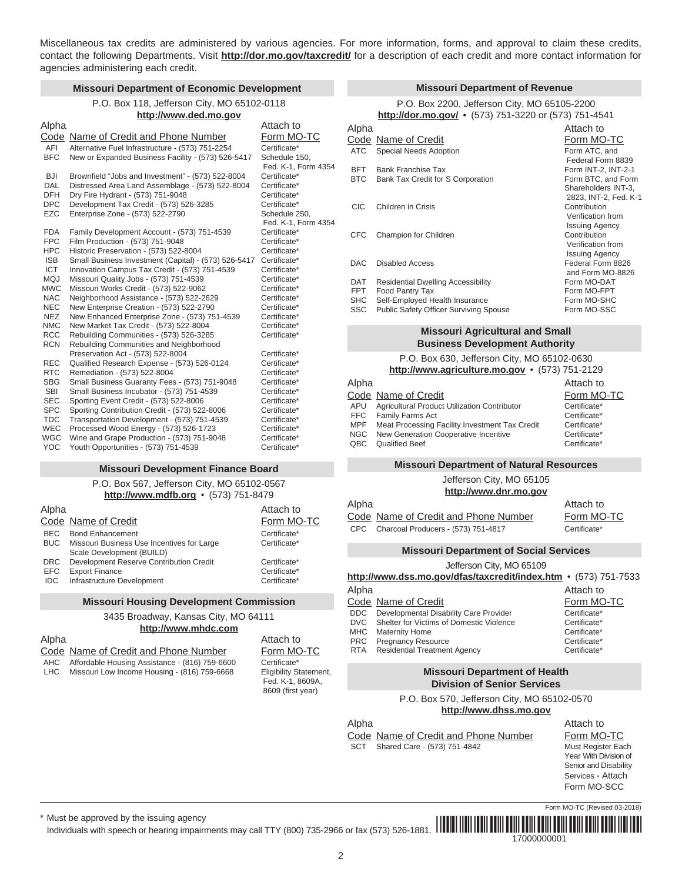Miscellaneous tax credits are administered by various agencies. For more information, forms, and approval to claim these credits, contact the following Departments. Visit **http://dor.mo.gov/taxcredit/** for a description of each credit and more contact information for agencies administering each credit.

### Missouri Department of Economic Development

P.O. Box 118, Jefferson City, MO 65102-0118
**http://www.ded.mo.gov**

| Alpha Code | Name of Credit and Phone Number | Attach to Form MO-TC |
|---|---|---|
| AFI | Alternative Fuel Infrastructure - (573) 751-2254 | Certificate* |
| BFC | New or Expanded Business Facility - (573) 526-5417 | Schedule 150, Fed. K-1, Form 4354 |
| BJI | Brownfield "Jobs and Investment" - (573) 522-8004 | Certificate* |
| DAL | Distressed Area Land Assemblage - (573) 522-8004 | Certificate* |
| DFH | Dry Fire Hydrant - (573) 751-9048 | Certificate* |
| DPC | Development Tax Credit - (573) 526-3285 | Certificate* |
| EZC | Enterprise Zone - (573) 522-2790 | Schedule 250, Fed. K-1, Form 4354 |
| FDA | Family Development Account - (573) 751-4539 | Certificate* |
| FPC | Film Production - (573) 751-9048 | Certificate* |
| HPC | Historic Preservation - (573) 522-8004 | Certificate* |
| ISB | Small Business Investment (Capital) - (573) 526-5417 | Certificate* |
| ICT | Innovation Campus Tax Credit - (573) 751-4539 | Certificate* |
| MQJ | Missouri Quality Jobs - (573) 751-4539 | Certificate* |
| MWC | Missouri Works Credit - (573) 522-9062 | Certificate* |
| NAC | Neighborhood Assistance - (573) 522-2629 | Certificate* |
| NEC | New Enterprise Creation - (573) 522-2790 | Certificate* |
| NEZ | New Enhanced Enterprise Zone - (573) 751-4539 | Certificate* |
| NMC | New Market Tax Credit - (573) 522-8004 | Certificate* |
| RCC | Rebuilding Communities - (573) 526-3285 | Certificate* |
| RCN | Rebuilding Communities and Neighborhood Preservation Act - (573) 522-8004 | Certificate* |
| REC | Qualified Research Expense - (573) 526-0124 | Certificate* |
| RTC | Remediation - (573) 522-8004 | Certificate* |
| SBG | Small Business Guaranty Fees - (573) 751-9048 | Certificate* |
| SBI | Small Business Incubator - (573) 751-4539 | Certificate* |
| SEC | Sporting Event Credit - (573) 522-8006 | Certificate* |
| SPC | Sporting Contribution Credit - (573) 522-8006 | Certificate* |
| TDC | Transportation Development - (573) 751-4539 | Certificate* |
| WEC | Processed Wood Energy - (573) 526-1723 | Certificate* |
| WGC | Wine and Grape Production - (573) 751-9048 | Certificate* |
| YOC | Youth Opportunities - (573) 751-4539 | Certificate* |

### Missouri Development Finance Board

P.O. Box 567, Jefferson City, MO 65102-0567
**http://www.mdfb.org** • (573) 751-8479

| Alpha Code | Name of Credit | Attach to Form MO-TC |
|---|---|---|
| BEC | Bond Enhancement | Certificate* |
| BUC | Missouri Business Use Incentives for Large Scale Development (BUILD) | Certificate* |
| DRC | Development Reserve Contribution Credit | Certificate* |
| EFC | Export Finance | Certificate* |
| IDC | Infrastructure Development | Certificate* |

### Missouri Housing Development Commission

3435 Broadway, Kansas City, MO 64111
**http://www.mhdc.com**

| Alpha Code | Name of Credit and Phone Number | Attach to Form MO-TC |
|---|---|---|
| AHC | Affordable Housing Assistance - (816) 759-6600 | Certificate* |
| LHC | Missouri Low Income Housing - (816) 759-6668 | Eligibility Statement, Fed. K-1, 8609A, 8609 (first year) |

### Missouri Department of Revenue

P.O. Box 2200, Jefferson City, MO 65105-2200
**http://dor.mo.gov/** • (573) 751-3220 or (573) 751-4541

| Alpha Code | Name of Credit | Attach to Form MO-TC |
|---|---|---|
| ATC | Special Needs Adoption | Form ATC, and Federal Form 8839 |
| BFT | Bank Franchise Tax | Form INT-2, INT-2-1 |
| BTC | Bank Tax Credit for S Corporation | Form BTC, and Form Shareholders INT-3, 2823, INT-2, Fed. K-1 |
| CIC | Children in Crisis | Contribution Verification from Issuing Agency |
| CFC | Champion for Children | Contribution Verification from Issuing Agency |
| DAC | Disabled Access | Federal Form 8826 and Form MO-8826 |
| DAT | Residential Dwelling Accessibility | Form MO-DAT |
| FPT | Food Pantry Tax | Form MO-FPT |
| SHC | Self-Employed Health Insurance | Form MO-SHC |
| SSC | Public Safety Officer Surviving Spouse | Form MO-SSC |

### Missouri Agricultural and Small Business Development Authority

P.O. Box 630, Jefferson City, MO 65102-0630
**http://www.agriculture.mo.gov** • (573) 751-2129

| Alpha Code | Name of Credit | Attach to Form MO-TC |
|---|---|---|
| APU | Agricultural Product Utilization Contributor | Certificate* |
| FFC | Family Farms Act | Certificate* |
| MPF | Meat Processing Facility Investment Tax Credit | Certificate* |
| NGC | New Generation Cooperative Incentive | Certificate* |
| QBC | Qualified Beef | Certificate* |

### Missouri Department of Natural Resources

Jefferson City, MO 65105
**http://www.dnr.mo.gov**

| Alpha Code | Name of Credit and Phone Number | Attach to Form MO-TC |
|---|---|---|
| CPC | Charcoal Producers - (573) 751-4817 | Certificate* |

### Missouri Department of Social Services

Jefferson City, MO 65109
**http://www.dss.mo.gov/dfas/taxcredit/index.htm** • (573) 751-7533

| Alpha Code | Name of Credit | Attach to Form MO-TC |
|---|---|---|
| DDC | Developmental Disability Care Provider | Certificate* |
| DVC | Shelter for Victims of Domestic Violence | Certificate* |
| MHC | Maternity Home | Certificate* |
| PRC | Pregnancy Resource | Certificate* |
| RTA | Residential Treatment Agency | Certificate* |

### Missouri Department of Health Division of Senior Services

P.O. Box 570, Jefferson City, MO 65102-0570
**http://www.dhss.mo.gov**

| Alpha Code | Name of Credit and Phone Number | Attach to Form MO-TC |
|---|---|---|
| SCT | Shared Care - (573) 751-4842 | Must Register Each Year With Division of Senior and Disability Services - Attach Form MO-SCC |

\* Must be approved by the issuing agency

Individuals with speech or hearing impairments may call TTY (800) 735-2966 or fax (573) 526-1881.

Form MO-TC (Revised 03-2018)

17000000001